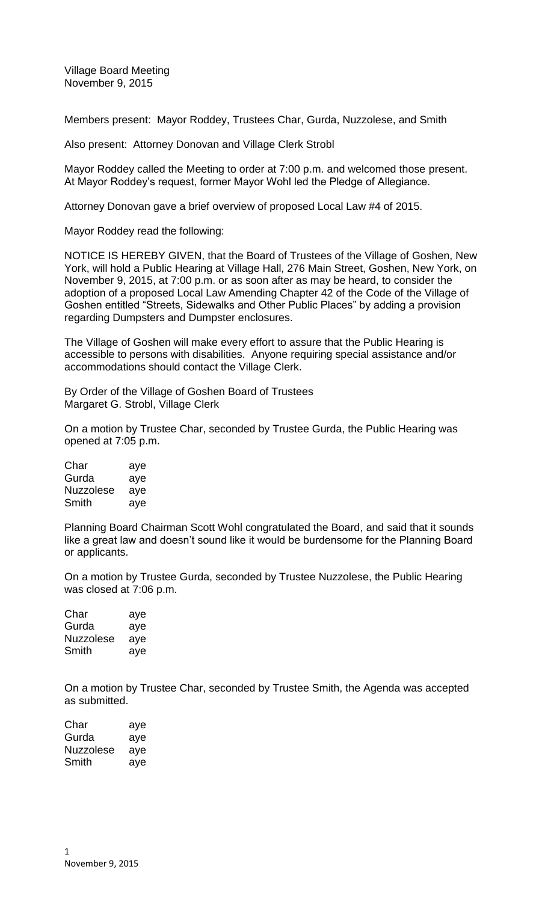Village Board Meeting
November 9, 2015

Members present: Mayor Roddey, Trustees Char, Gurda, Nuzzolese, and Smith

Also present: Attorney Donovan and Village Clerk Strobl

Mayor Roddey called the Meeting to order at 7:00 p.m. and welcomed those present. At Mayor Roddey's request, former Mayor Wohl led the Pledge of Allegiance.

Attorney Donovan gave a brief overview of proposed Local Law #4 of 2015.

Mayor Roddey read the following:

NOTICE IS HEREBY GIVEN, that the Board of Trustees of the Village of Goshen, New York, will hold a Public Hearing at Village Hall, 276 Main Street, Goshen, New York, on November 9, 2015, at 7:00 p.m. or as soon after as may be heard, to consider the adoption of a proposed Local Law Amending Chapter 42 of the Code of the Village of Goshen entitled "Streets, Sidewalks and Other Public Places" by adding a provision regarding Dumpsters and Dumpster enclosures.

The Village of Goshen will make every effort to assure that the Public Hearing is accessible to persons with disabilities. Anyone requiring special assistance and/or accommodations should contact the Village Clerk.

By Order of the Village of Goshen Board of Trustees
Margaret G. Strobl, Village Clerk

On a motion by Trustee Char, seconded by Trustee Gurda, the Public Hearing was opened at 7:05 p.m.

| | |
|---|---|
| Char | aye |
| Gurda | aye |
| Nuzzolese | aye |
| Smith | aye |

Planning Board Chairman Scott Wohl congratulated the Board, and said that it sounds like a great law and doesn't sound like it would be burdensome for the Planning Board or applicants.

On a motion by Trustee Gurda, seconded by Trustee Nuzzolese, the Public Hearing was closed at 7:06 p.m.

| | |
|---|---|
| Char | aye |
| Gurda | aye |
| Nuzzolese | aye |
| Smith | aye |

On a motion by Trustee Char, seconded by Trustee Smith, the Agenda was accepted as submitted.

| | |
|---|---|
| Char | aye |
| Gurda | aye |
| Nuzzolese | aye |
| Smith | aye |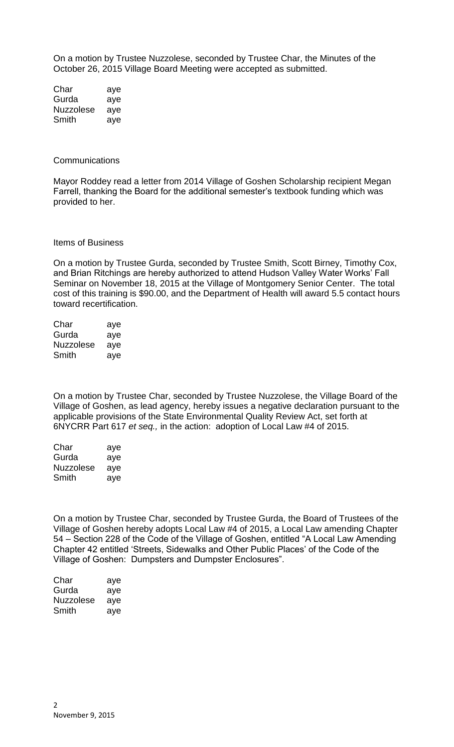On a motion by Trustee Nuzzolese, seconded by Trustee Char, the Minutes of the October 26, 2015 Village Board Meeting were accepted as submitted.

| | |
|---|---|
| Char | aye |
| Gurda | aye |
| Nuzzolese | aye |
| Smith | aye |

Communications

Mayor Roddey read a letter from 2014 Village of Goshen Scholarship recipient Megan Farrell, thanking the Board for the additional semester's textbook funding which was provided to her.

Items of Business

On a motion by Trustee Gurda, seconded by Trustee Smith, Scott Birney, Timothy Cox, and Brian Ritchings are hereby authorized to attend Hudson Valley Water Works' Fall Seminar on November 18, 2015 at the Village of Montgomery Senior Center. The total cost of this training is $90.00, and the Department of Health will award 5.5 contact hours toward recertification.

| | |
|---|---|
| Char | aye |
| Gurda | aye |
| Nuzzolese | aye |
| Smith | aye |

On a motion by Trustee Char, seconded by Trustee Nuzzolese, the Village Board of the Village of Goshen, as lead agency, hereby issues a negative declaration pursuant to the applicable provisions of the State Environmental Quality Review Act, set forth at 6NYCRR Part 617 *et seq.,* in the action: adoption of Local Law #4 of 2015.

| | |
|---|---|
| Char | aye |
| Gurda | aye |
| Nuzzolese | aye |
| Smith | aye |

On a motion by Trustee Char, seconded by Trustee Gurda, the Board of Trustees of the Village of Goshen hereby adopts Local Law #4 of 2015, a Local Law amending Chapter 54 – Section 228 of the Code of the Village of Goshen, entitled "A Local Law Amending Chapter 42 entitled 'Streets, Sidewalks and Other Public Places' of the Code of the Village of Goshen: Dumpsters and Dumpster Enclosures".

| | |
|---|---|
| Char | aye |
| Gurda | aye |
| Nuzzolese | aye |
| Smith | aye |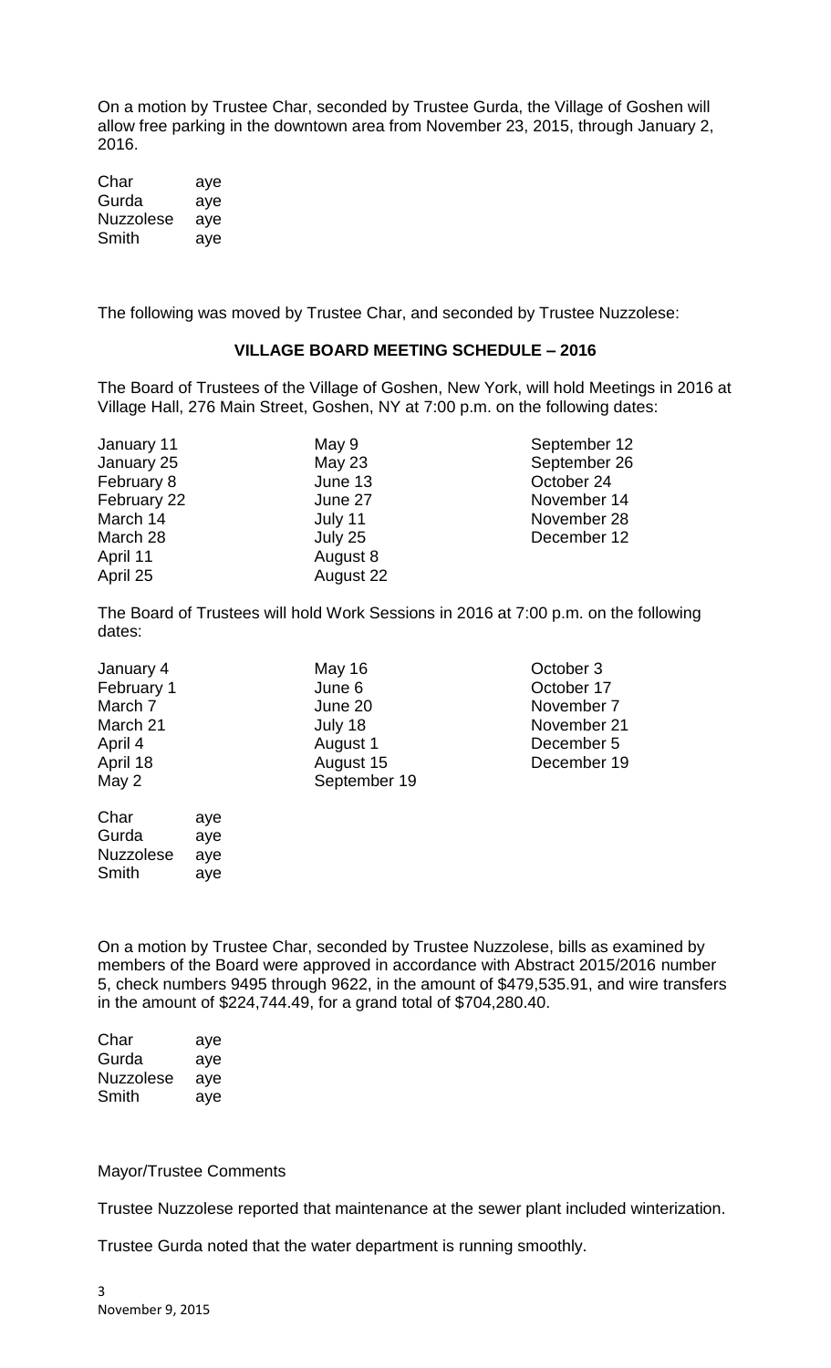On a motion by Trustee Char, seconded by Trustee Gurda, the Village of Goshen will allow free parking in the downtown area from November 23, 2015, through January 2, 2016.

| | |
|---|---|
| Char | aye |
| Gurda | aye |
| Nuzzolese | aye |
| Smith | aye |

The following was moved by Trustee Char, and seconded by Trustee Nuzzolese:

## VILLAGE BOARD MEETING SCHEDULE – 2016

The Board of Trustees of the Village of Goshen, New York, will hold Meetings in 2016 at Village Hall, 276 Main Street, Goshen, NY at 7:00 p.m. on the following dates:

| | | |
|---|---|---|
| January 11 | May 9 | September 12 |
| January 25 | May 23 | September 26 |
| February 8 | June 13 | October 24 |
| February 22 | June 27 | November 14 |
| March 14 | July 11 | November 28 |
| March 28 | July 25 | December 12 |
| April 11 | August 8 | |
| April 25 | August 22 | |

The Board of Trustees will hold Work Sessions in 2016 at 7:00 p.m. on the following dates:

| | | |
|---|---|---|
| January 4 | May 16 | October 3 |
| February 1 | June 6 | October 17 |
| March 7 | June 20 | November 7 |
| March 21 | July 18 | November 21 |
| April 4 | August 1 | December 5 |
| April 18 | August 15 | December 19 |
| May 2 | September 19 | |

| | |
|---|---|
| Char | aye |
| Gurda | aye |
| Nuzzolese | aye |
| Smith | aye |

On a motion by Trustee Char, seconded by Trustee Nuzzolese, bills as examined by members of the Board were approved in accordance with Abstract 2015/2016 number 5, check numbers 9495 through 9622, in the amount of $479,535.91, and wire transfers in the amount of $224,744.49, for a grand total of $704,280.40.

| | |
|---|---|
| Char | aye |
| Gurda | aye |
| Nuzzolese | aye |
| Smith | aye |

Mayor/Trustee Comments

Trustee Nuzzolese reported that maintenance at the sewer plant included winterization.

Trustee Gurda noted that the water department is running smoothly.

November 9, 2015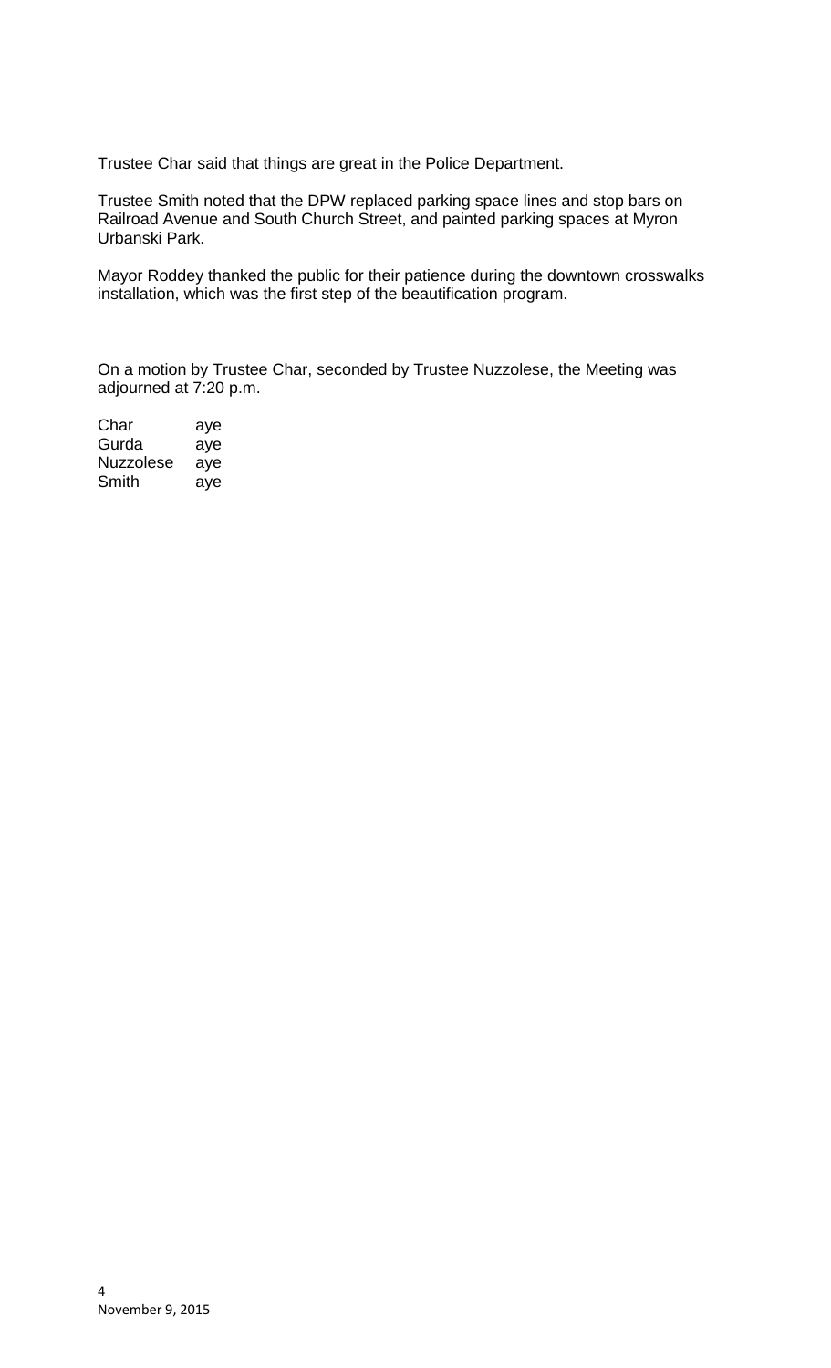Trustee Char said that things are great in the Police Department.

Trustee Smith noted that the DPW replaced parking space lines and stop bars on Railroad Avenue and South Church Street, and painted parking spaces at Myron Urbanski Park.

Mayor Roddey thanked the public for their patience during the downtown crosswalks installation, which was the first step of the beautification program.

On a motion by Trustee Char, seconded by Trustee Nuzzolese, the Meeting was adjourned at 7:20 p.m.

| | |
|---|---|
| Char | aye |
| Gurda | aye |
| Nuzzolese | aye |
| Smith | aye |